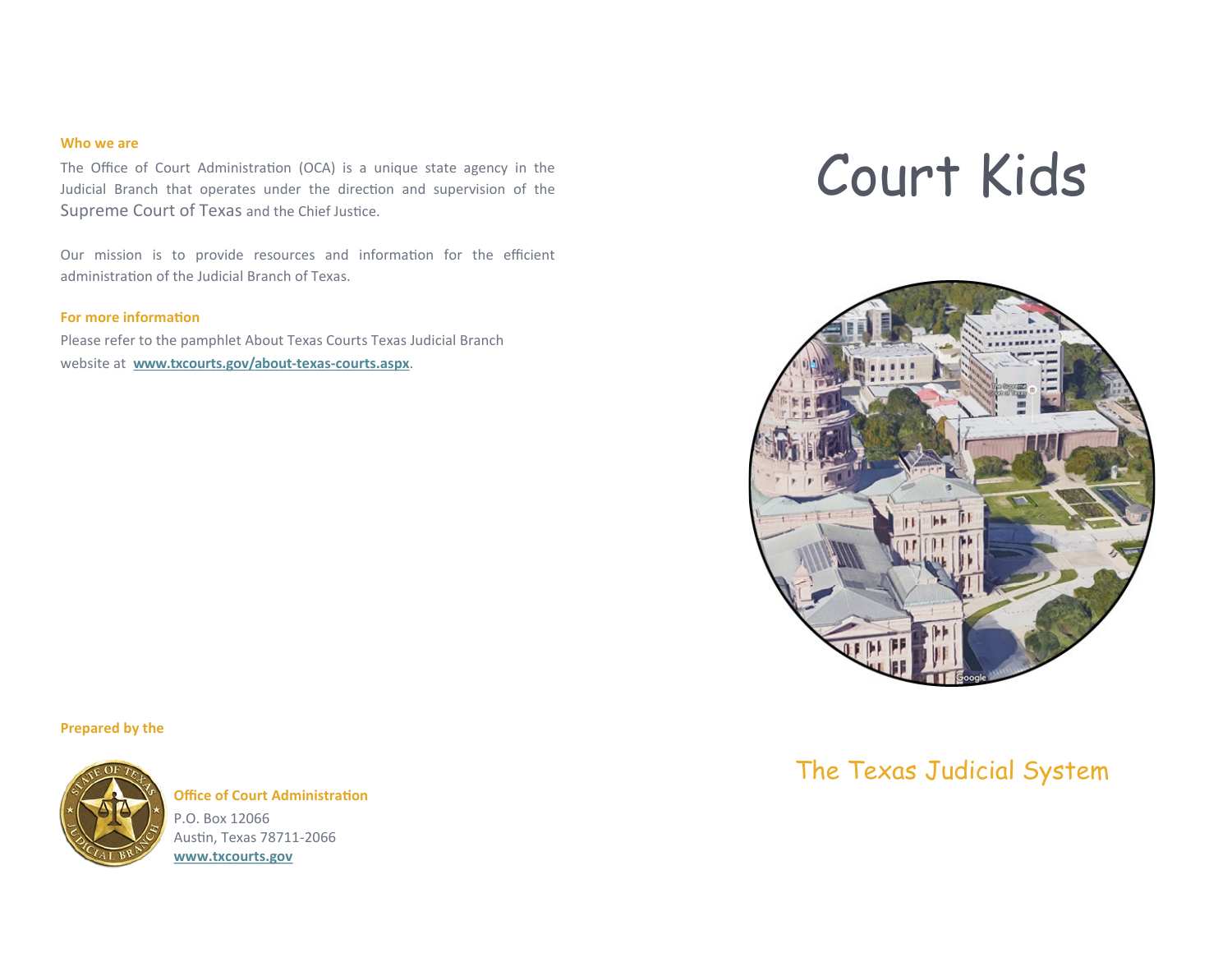**Who we are**

The Office of Court Administration (OCA) is a unique state agency in the Judicial Branch that operates under the direction and supervision of the Supreme Court of Texas and the Chief Justice.

Our mission is to provide resources and information for the efficient administration of the Judicial Branch of Texas.

**For more information**

Please refer to the pamphlet About Texas Courts Texas Judicial Branch website at **www.txcourts.gov/about-texas-courts.aspx**.

**Prepared by the**

**Office of Court Administration**
P.O. Box 12066
Austin, Texas 78711-2066
**www.txcourts.gov**

# Court Kids

## The Texas Judicial System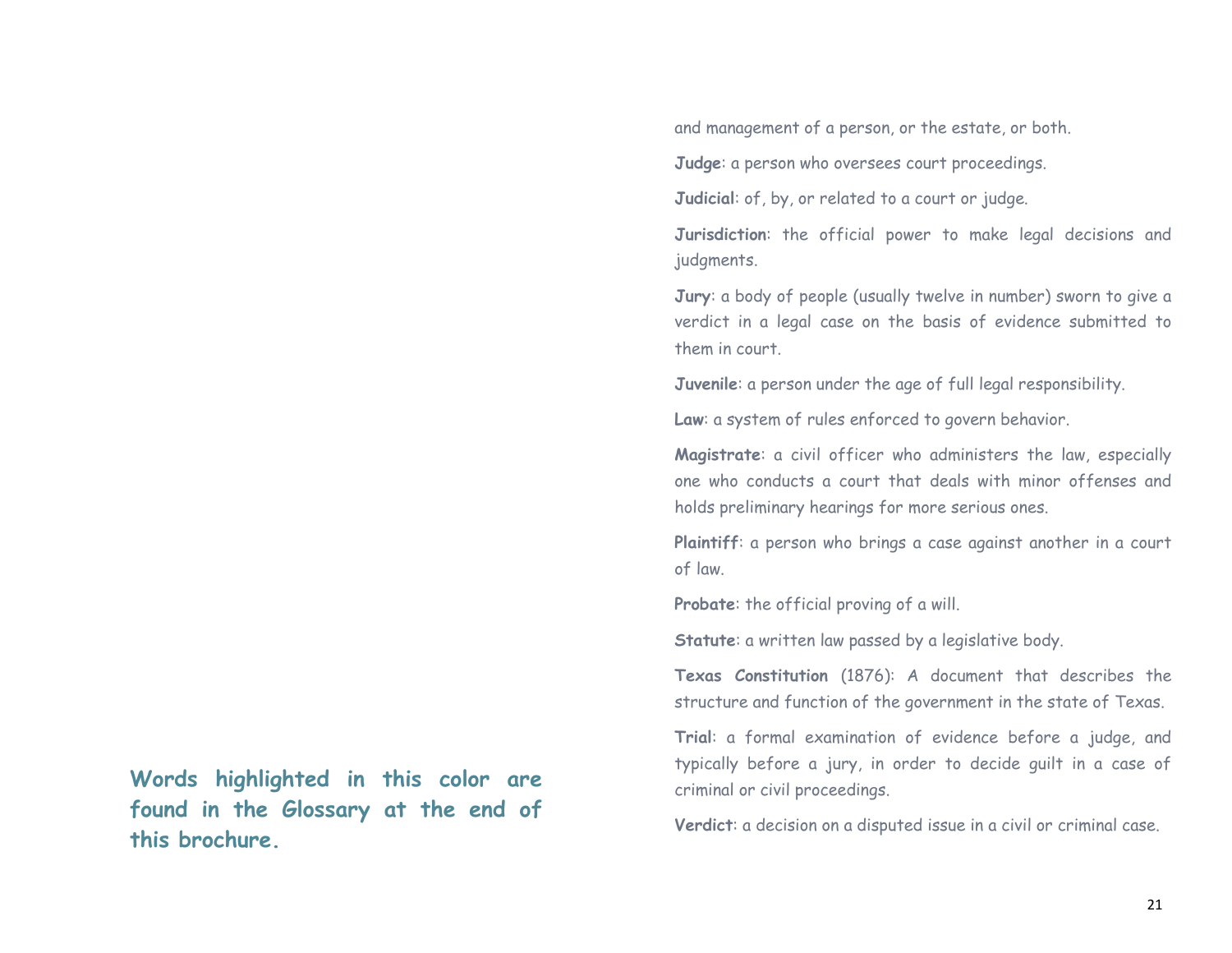**Words highlighted in this color are found in the Glossary at the end of this brochure.**

and management of a person, or the estate, or both.

**Judge**: a person who oversees court proceedings.

**Judicial**: of, by, or related to a court or judge.

**Jurisdiction**: the official power to make legal decisions and judgments.

**Jury**: a body of people (usually twelve in number) sworn to give a verdict in a legal case on the basis of evidence submitted to them in court.

**Juvenile**: a person under the age of full legal responsibility.

**Law**: a system of rules enforced to govern behavior.

**Magistrate**: a civil officer who administers the law, especially one who conducts a court that deals with minor offenses and holds preliminary hearings for more serious ones.

**Plaintiff**: a person who brings a case against another in a court of law.

**Probate**: the official proving of a will.

**Statute**: a written law passed by a legislative body.

**Texas Constitution** (1876): A document that describes the structure and function of the government in the state of Texas.

**Trial**: a formal examination of evidence before a judge, and typically before a jury, in order to decide guilt in a case of criminal or civil proceedings.

**Verdict**: a decision on a disputed issue in a civil or criminal case.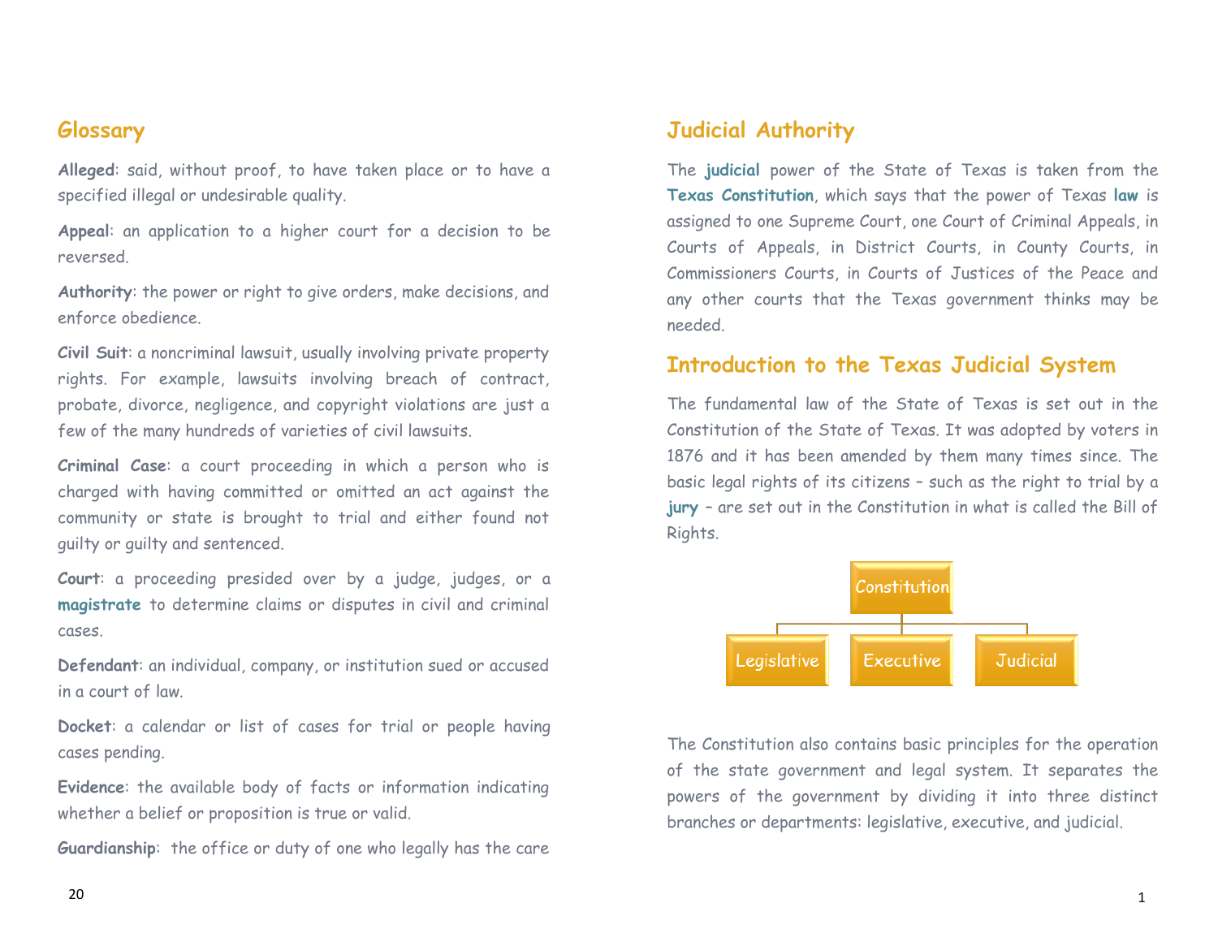## Glossary

**Alleged**: said, without proof, to have taken place or to have a specified illegal or undesirable quality.

**Appeal**: an application to a higher court for a decision to be reversed.

**Authority**: the power or right to give orders, make decisions, and enforce obedience.

**Civil Suit**: a noncriminal lawsuit, usually involving private property rights. For example, lawsuits involving breach of contract, probate, divorce, negligence, and copyright violations are just a few of the many hundreds of varieties of civil lawsuits.

**Criminal Case**: a court proceeding in which a person who is charged with having committed or omitted an act against the community or state is brought to trial and either found not guilty or guilty and sentenced.

**Court**: a proceeding presided over by a judge, judges, or a **magistrate** to determine claims or disputes in civil and criminal cases.

**Defendant**: an individual, company, or institution sued or accused in a court of law.

**Docket**: a calendar or list of cases for trial or people having cases pending.

**Evidence**: the available body of facts or information indicating whether a belief or proposition is true or valid.

**Guardianship**: the office or duty of one who legally has the care

## Judicial Authority

The **judicial** power of the State of Texas is taken from the **Texas Constitution**, which says that the power of Texas **law** is assigned to one Supreme Court, one Court of Criminal Appeals, in Courts of Appeals, in District Courts, in County Courts, in Commissioners Courts, in Courts of Justices of the Peace and any other courts that the Texas government thinks may be needed.

## Introduction to the Texas Judicial System

The fundamental law of the State of Texas is set out in the Constitution of the State of Texas. It was adopted by voters in 1876 and it has been amended by them many times since. The basic legal rights of its citizens – such as the right to trial by a **jury** – are set out in the Constitution in what is called the Bill of Rights.

Constitution
- Legislative
- Executive
- Judicial

The Constitution also contains basic principles for the operation of the state government and legal system. It separates the powers of the government by dividing it into three distinct branches or departments: legislative, executive, and judicial.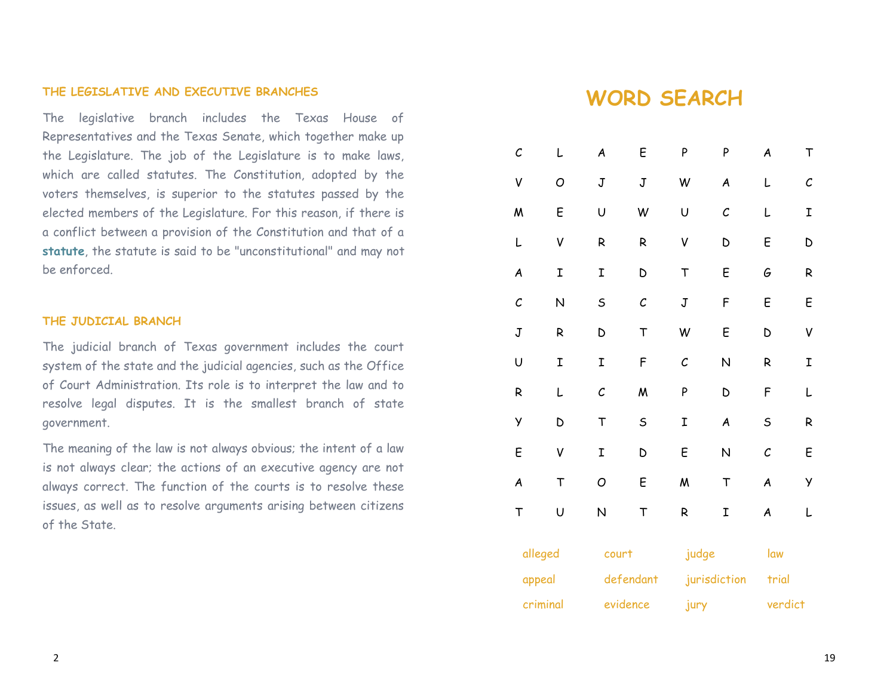### THE LEGISLATIVE AND EXECUTIVE BRANCHES

The legislative branch includes the Texas House of Representatives and the Texas Senate, which together make up the Legislature. The job of the Legislature is to make laws, which are called statutes. The Constitution, adopted by the voters themselves, is superior to the statutes passed by the elected members of the Legislature. For this reason, if there is a conflict between a provision of the Constitution and that of a **statute**, the statute is said to be "unconstitutional" and may not be enforced.

### THE JUDICIAL BRANCH

The judicial branch of Texas government includes the court system of the state and the judicial agencies, such as the Office of Court Administration. Its role is to interpret the law and to resolve legal disputes. It is the smallest branch of state government.

The meaning of the law is not always obvious; the intent of a law is not always clear; the actions of an executive agency are not always correct. The function of the courts is to resolve these issues, as well as to resolve arguments arising between citizens of the State.

## WORD SEARCH

| | | | | | | | |
|---|---|---|---|---|---|---|---|
| C | L | A | E | P | P | A | T |
| V | O | J | J | W | A | L | C |
| M | E | U | W | U | C | L | I |
| L | V | R | R | V | D | E | D |
| A | I | I | D | T | E | G | R |
| C | N | S | C | J | F | E | E |
| J | R | D | T | W | E | D | V |
| U | I | I | F | C | N | R | I |
| R | L | C | M | P | D | F | L |
| Y | D | T | S | I | A | S | R |
| E | V | I | D | E | N | C | E |
| A | T | O | E | M | T | A | Y |
| T | U | N | T | R | I | A | L |

| | | | |
|---|---|---|---|
| alleged | court | judge | law |
| appeal | defendant | jurisdiction | trial |
| criminal | evidence | jury | verdict |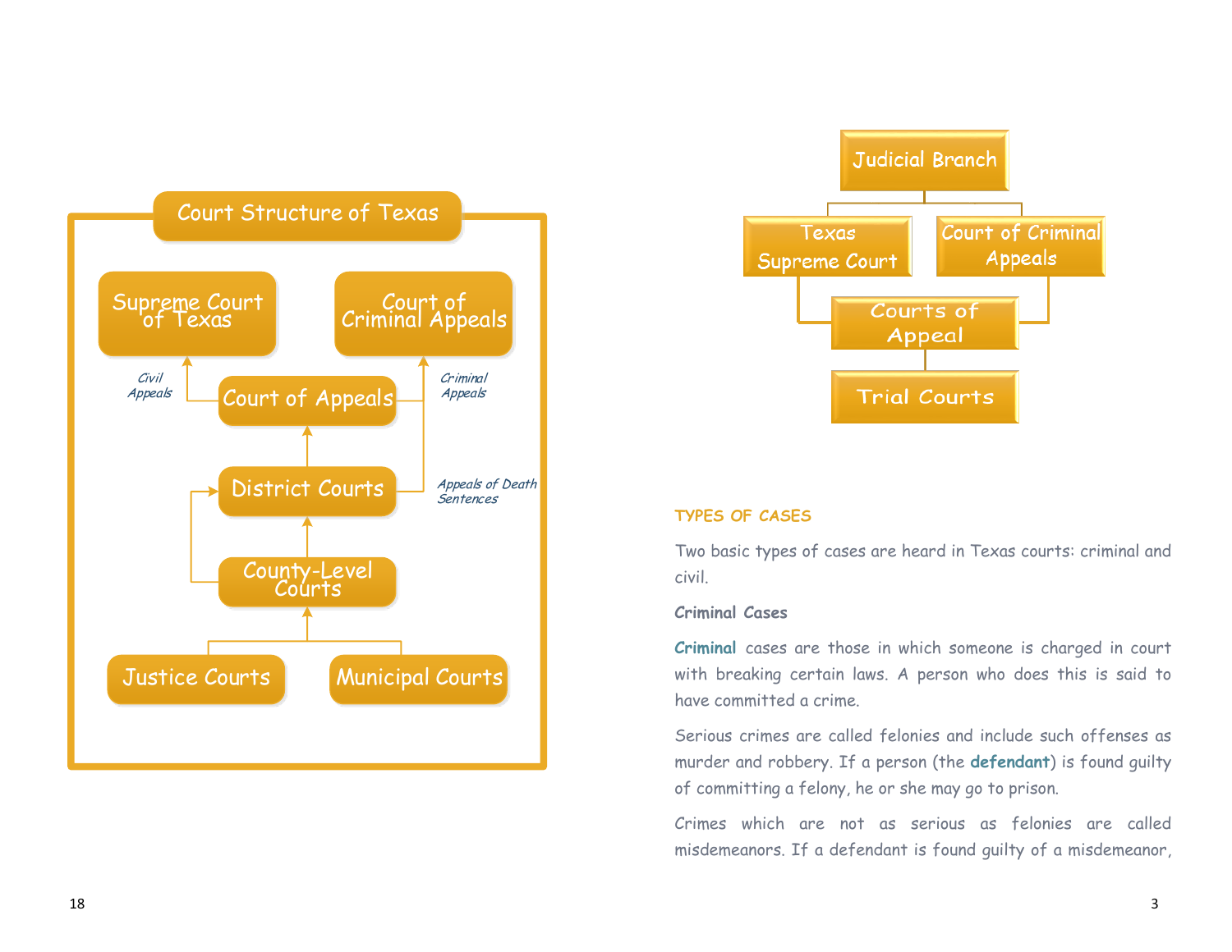## Court Structure of Texas

- Supreme Court of Texas
- Court of Criminal Appeals
- Court of Appeals
  - *Civil Appeals* → Supreme Court of Texas
  - *Criminal Appeals* → Court of Criminal Appeals
- District Courts
  - → Court of Appeals
  - *Appeals of Death Sentences* → Court of Criminal Appeals
- County-Level Courts
  - → District Courts
- Justice Courts → County-Level Courts
- Municipal Courts → County-Level Courts

---

- Judicial Branch
  - Texas Supreme Court
  - Court of Criminal Appeals
    - Courts of Appeal
      - Trial Courts

### TYPES OF CASES

Two basic types of cases are heard in Texas courts: criminal and civil.

**Criminal Cases**

**Criminal** cases are those in which someone is charged in court with breaking certain laws. A person who does this is said to have committed a crime.

Serious crimes are called felonies and include such offenses as murder and robbery. If a person (the **defendant**) is found guilty of committing a felony, he or she may go to prison.

Crimes which are not as serious as felonies are called misdemeanors. If a defendant is found guilty of a misdemeanor,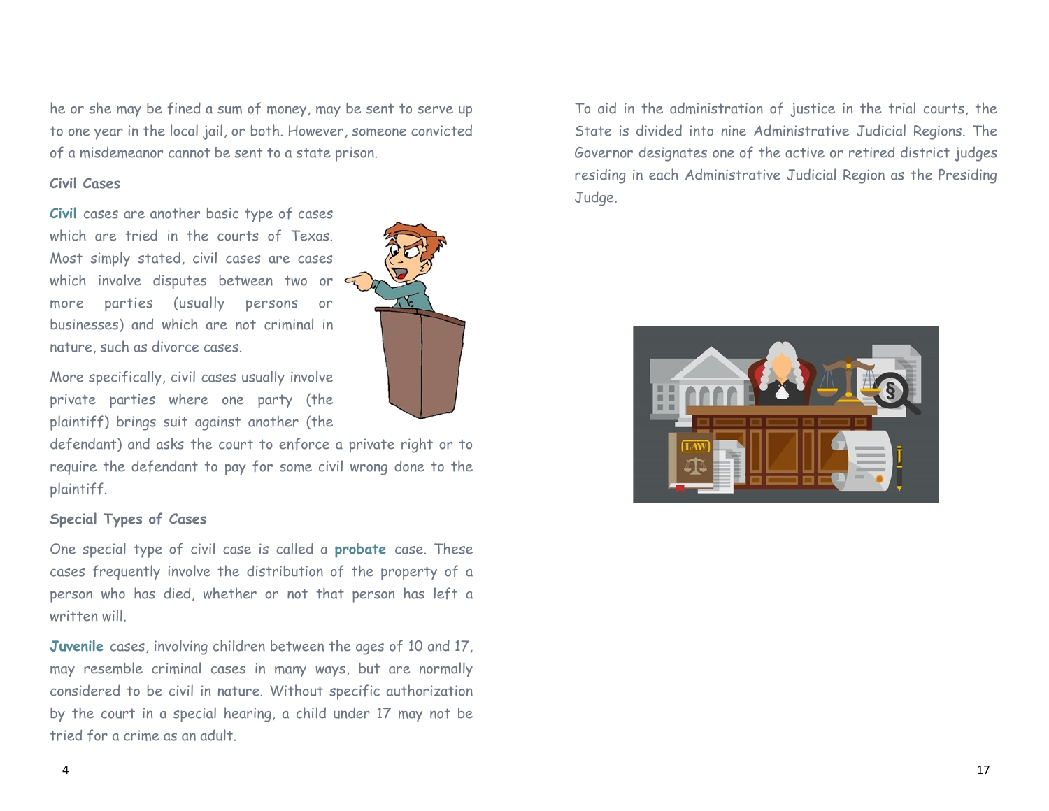he or she may be fined a sum of money, may be sent to serve up to one year in the local jail, or both. However, someone convicted of a misdemeanor cannot be sent to a state prison.

### Civil Cases

**Civil** cases are another basic type of cases which are tried in the courts of Texas. Most simply stated, civil cases are cases which involve disputes between two or more parties (usually persons or businesses) and which are not criminal in nature, such as divorce cases.

More specifically, civil cases usually involve private parties where one party (the plaintiff) brings suit against another (the defendant) and asks the court to enforce a private right or to require the defendant to pay for some civil wrong done to the plaintiff.

### Special Types of Cases

One special type of civil case is called a **probate** case. These cases frequently involve the distribution of the property of a person who has died, whether or not that person has left a written will.

**Juvenile** cases, involving children between the ages of 10 and 17, may resemble criminal cases in many ways, but are normally considered to be civil in nature. Without specific authorization by the court in a special hearing, a child under 17 may not be tried for a crime as an adult.

To aid in the administration of justice in the trial courts, the State is divided into nine Administrative Judicial Regions. The Governor designates one of the active or retired district judges residing in each Administrative Judicial Region as the Presiding Judge.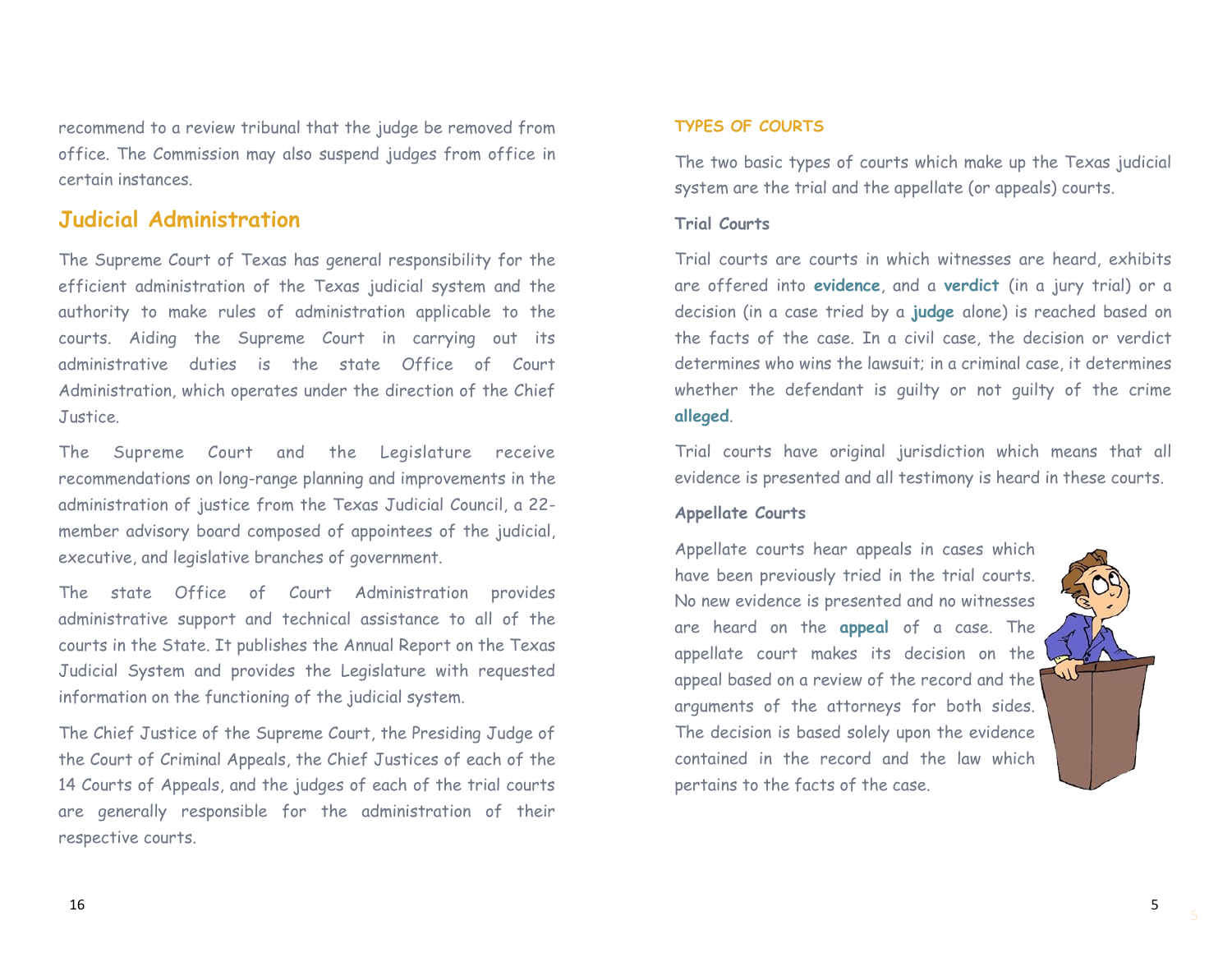recommend to a review tribunal that the judge be removed from office. The Commission may also suspend judges from office in certain instances.

## Judicial Administration

The Supreme Court of Texas has general responsibility for the efficient administration of the Texas judicial system and the authority to make rules of administration applicable to the courts. Aiding the Supreme Court in carrying out its administrative duties is the state Office of Court Administration, which operates under the direction of the Chief Justice.

The Supreme Court and the Legislature receive recommendations on long-range planning and improvements in the administration of justice from the Texas Judicial Council, a 22-member advisory board composed of appointees of the judicial, executive, and legislative branches of government.

The state Office of Court Administration provides administrative support and technical assistance to all of the courts in the State. It publishes the Annual Report on the Texas Judicial System and provides the Legislature with requested information on the functioning of the judicial system.

The Chief Justice of the Supreme Court, the Presiding Judge of the Court of Criminal Appeals, the Chief Justices of each of the 14 Courts of Appeals, and the judges of each of the trial courts are generally responsible for the administration of their respective courts.

## TYPES OF COURTS

The two basic types of courts which make up the Texas judicial system are the trial and the appellate (or appeals) courts.

### Trial Courts

Trial courts are courts in which witnesses are heard, exhibits are offered into **evidence**, and a **verdict** (in a jury trial) or a decision (in a case tried by a **judge** alone) is reached based on the facts of the case. In a civil case, the decision or verdict determines who wins the lawsuit; in a criminal case, it determines whether the defendant is guilty or not guilty of the crime **alleged**.

Trial courts have original jurisdiction which means that all evidence is presented and all testimony is heard in these courts.

### Appellate Courts

Appellate courts hear appeals in cases which have been previously tried in the trial courts. No new evidence is presented and no witnesses are heard on the **appeal** of a case. The appellate court makes its decision on the appeal based on a review of the record and the arguments of the attorneys for both sides. The decision is based solely upon the evidence contained in the record and the law which pertains to the facts of the case.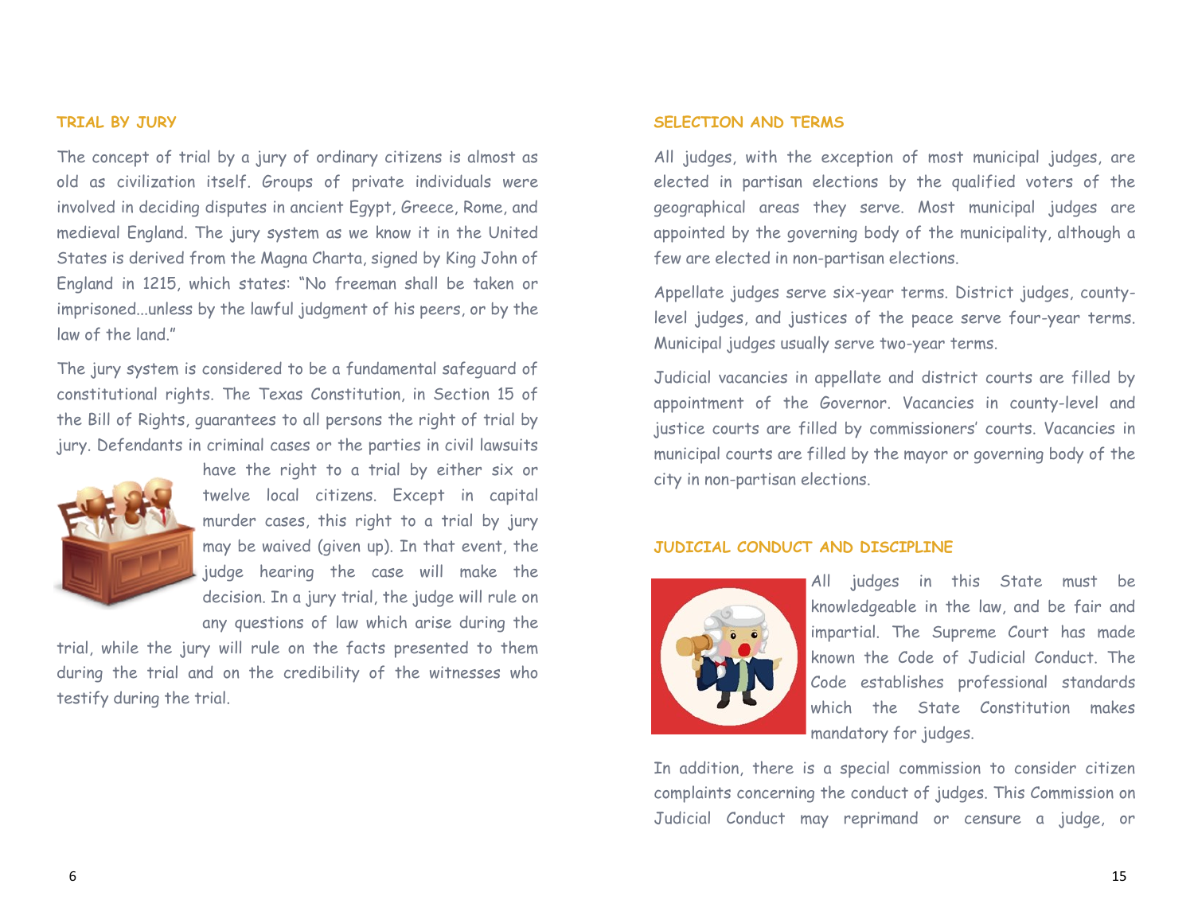## TRIAL BY JURY

The concept of trial by a jury of ordinary citizens is almost as old as civilization itself. Groups of private individuals were involved in deciding disputes in ancient Egypt, Greece, Rome, and medieval England. The jury system as we know it in the United States is derived from the Magna Charta, signed by King John of England in 1215, which states: "No freeman shall be taken or imprisoned...unless by the lawful judgment of his peers, or by the law of the land."

The jury system is considered to be a fundamental safeguard of constitutional rights. The Texas Constitution, in Section 15 of the Bill of Rights, guarantees to all persons the right of trial by jury. Defendants in criminal cases or the parties in civil lawsuits have the right to a trial by either six or twelve local citizens. Except in capital murder cases, this right to a trial by jury may be waived (given up). In that event, the judge hearing the case will make the decision. In a jury trial, the judge will rule on any questions of law which arise during the trial, while the jury will rule on the facts presented to them during the trial and on the credibility of the witnesses who testify during the trial.

## SELECTION AND TERMS

All judges, with the exception of most municipal judges, are elected in partisan elections by the qualified voters of the geographical areas they serve. Most municipal judges are appointed by the governing body of the municipality, although a few are elected in non-partisan elections.

Appellate judges serve six-year terms. District judges, county-level judges, and justices of the peace serve four-year terms. Municipal judges usually serve two-year terms.

Judicial vacancies in appellate and district courts are filled by appointment of the Governor. Vacancies in county-level and justice courts are filled by commissioners' courts. Vacancies in municipal courts are filled by the mayor or governing body of the city in non-partisan elections.

## JUDICIAL CONDUCT AND DISCIPLINE

All judges in this State must be knowledgeable in the law, and be fair and impartial. The Supreme Court has made known the Code of Judicial Conduct. The Code establishes professional standards which the State Constitution makes mandatory for judges.

In addition, there is a special commission to consider citizen complaints concerning the conduct of judges. This Commission on Judicial Conduct may reprimand or censure a judge, or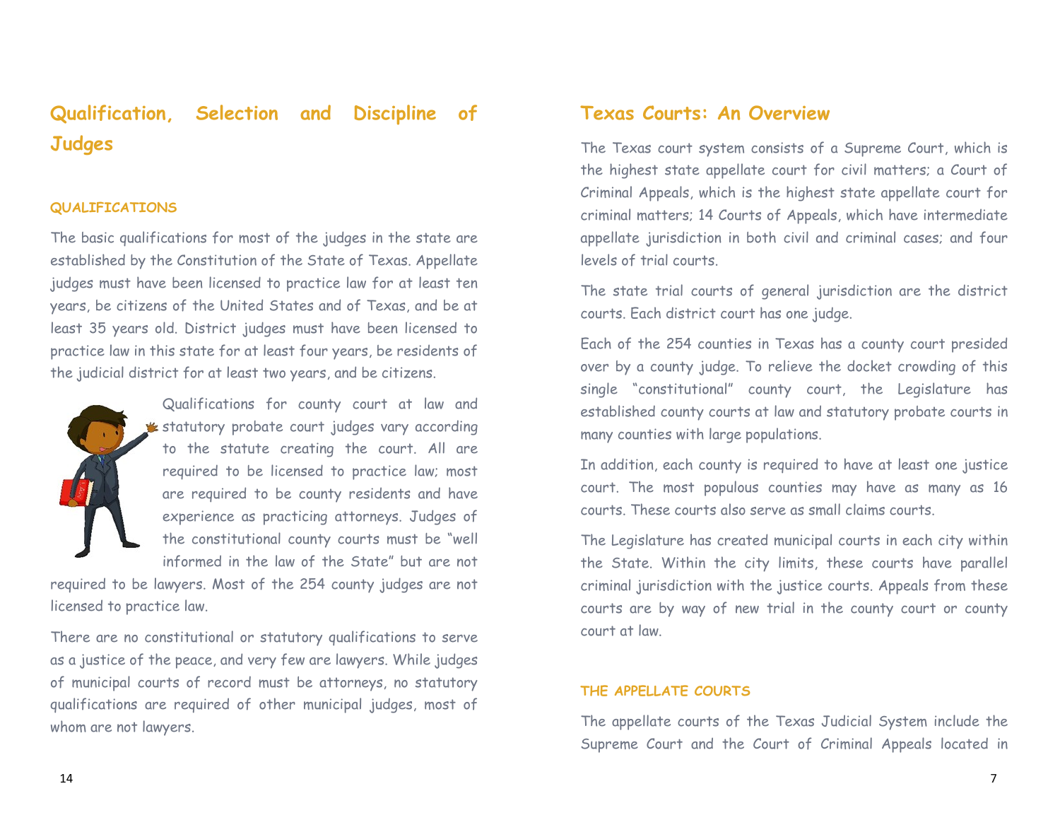## Qualification, Selection and Discipline of Judges

### QUALIFICATIONS

The basic qualifications for most of the judges in the state are established by the Constitution of the State of Texas. Appellate judges must have been licensed to practice law for at least ten years, be citizens of the United States and of Texas, and be at least 35 years old. District judges must have been licensed to practice law in this state for at least four years, be residents of the judicial district for at least two years, and be citizens.

Qualifications for county court at law and statutory probate court judges vary according to the statute creating the court. All are required to be licensed to practice law; most are required to be county residents and have experience as practicing attorneys. Judges of the constitutional county courts must be "well informed in the law of the State" but are not required to be lawyers. Most of the 254 county judges are not licensed to practice law.

There are no constitutional or statutory qualifications to serve as a justice of the peace, and very few are lawyers. While judges of municipal courts of record must be attorneys, no statutory qualifications are required of other municipal judges, most of whom are not lawyers.

## Texas Courts: An Overview

The Texas court system consists of a Supreme Court, which is the highest state appellate court for civil matters; a Court of Criminal Appeals, which is the highest state appellate court for criminal matters; 14 Courts of Appeals, which have intermediate appellate jurisdiction in both civil and criminal cases; and four levels of trial courts.

The state trial courts of general jurisdiction are the district courts. Each district court has one judge.

Each of the 254 counties in Texas has a county court presided over by a county judge. To relieve the docket crowding of this single "constitutional" county court, the Legislature has established county courts at law and statutory probate courts in many counties with large populations.

In addition, each county is required to have at least one justice court. The most populous counties may have as many as 16 courts. These courts also serve as small claims courts.

The Legislature has created municipal courts in each city within the State. Within the city limits, these courts have parallel criminal jurisdiction with the justice courts. Appeals from these courts are by way of new trial in the county court or county court at law.

### THE APPELLATE COURTS

The appellate courts of the Texas Judicial System include the Supreme Court and the Court of Criminal Appeals located in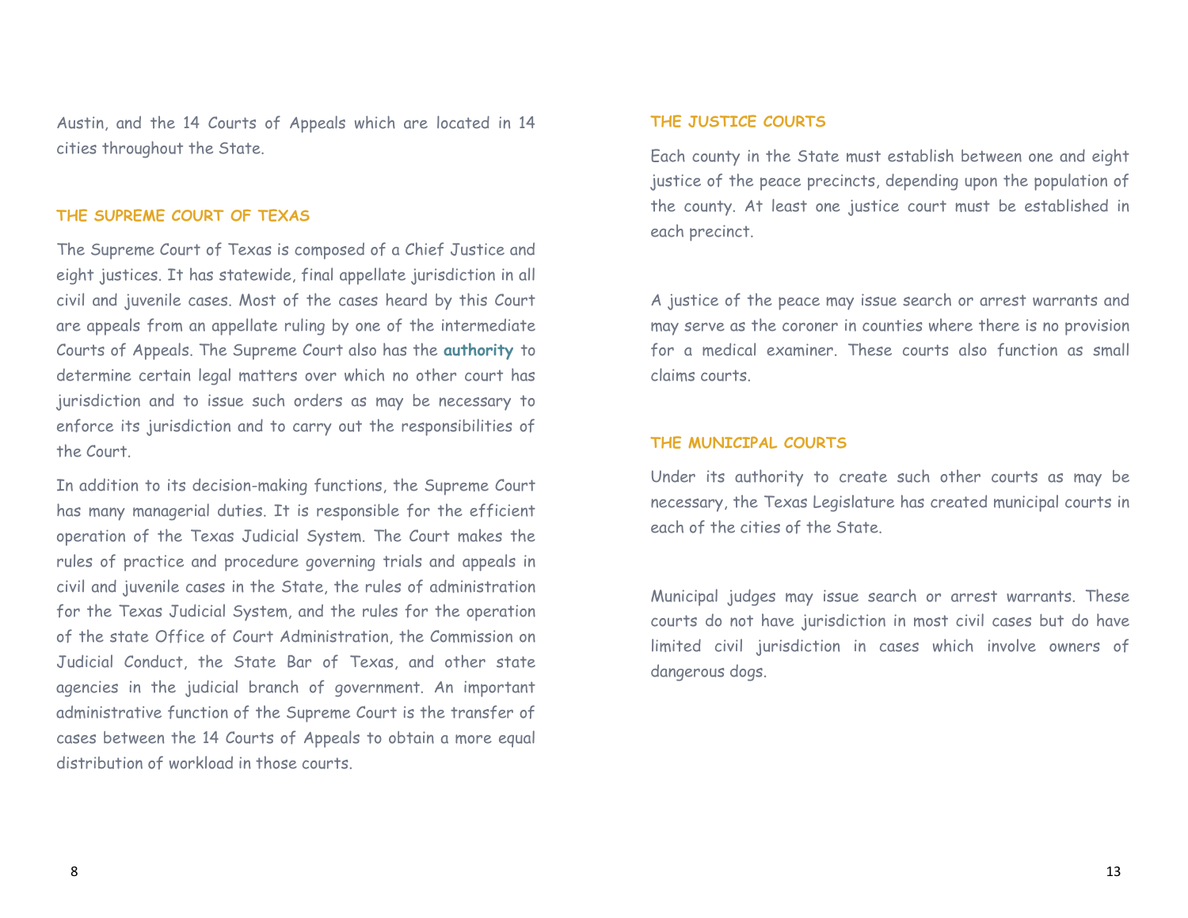Austin, and the 14 Courts of Appeals which are located in 14 cities throughout the State.

## THE SUPREME COURT OF TEXAS

The Supreme Court of Texas is composed of a Chief Justice and eight justices. It has statewide, final appellate jurisdiction in all civil and juvenile cases. Most of the cases heard by this Court are appeals from an appellate ruling by one of the intermediate Courts of Appeals. The Supreme Court also has the **authority** to determine certain legal matters over which no other court has jurisdiction and to issue such orders as may be necessary to enforce its jurisdiction and to carry out the responsibilities of the Court.

In addition to its decision-making functions, the Supreme Court has many managerial duties. It is responsible for the efficient operation of the Texas Judicial System. The Court makes the rules of practice and procedure governing trials and appeals in civil and juvenile cases in the State, the rules of administration for the Texas Judicial System, and the rules for the operation of the state Office of Court Administration, the Commission on Judicial Conduct, the State Bar of Texas, and other state agencies in the judicial branch of government. An important administrative function of the Supreme Court is the transfer of cases between the 14 Courts of Appeals to obtain a more equal distribution of workload in those courts.

## THE JUSTICE COURTS

Each county in the State must establish between one and eight justice of the peace precincts, depending upon the population of the county. At least one justice court must be established in each precinct.

A justice of the peace may issue search or arrest warrants and may serve as the coroner in counties where there is no provision for a medical examiner. These courts also function as small claims courts.

## THE MUNICIPAL COURTS

Under its authority to create such other courts as may be necessary, the Texas Legislature has created municipal courts in each of the cities of the State.

Municipal judges may issue search or arrest warrants. These courts do not have jurisdiction in most civil cases but do have limited civil jurisdiction in cases which involve owners of dangerous dogs.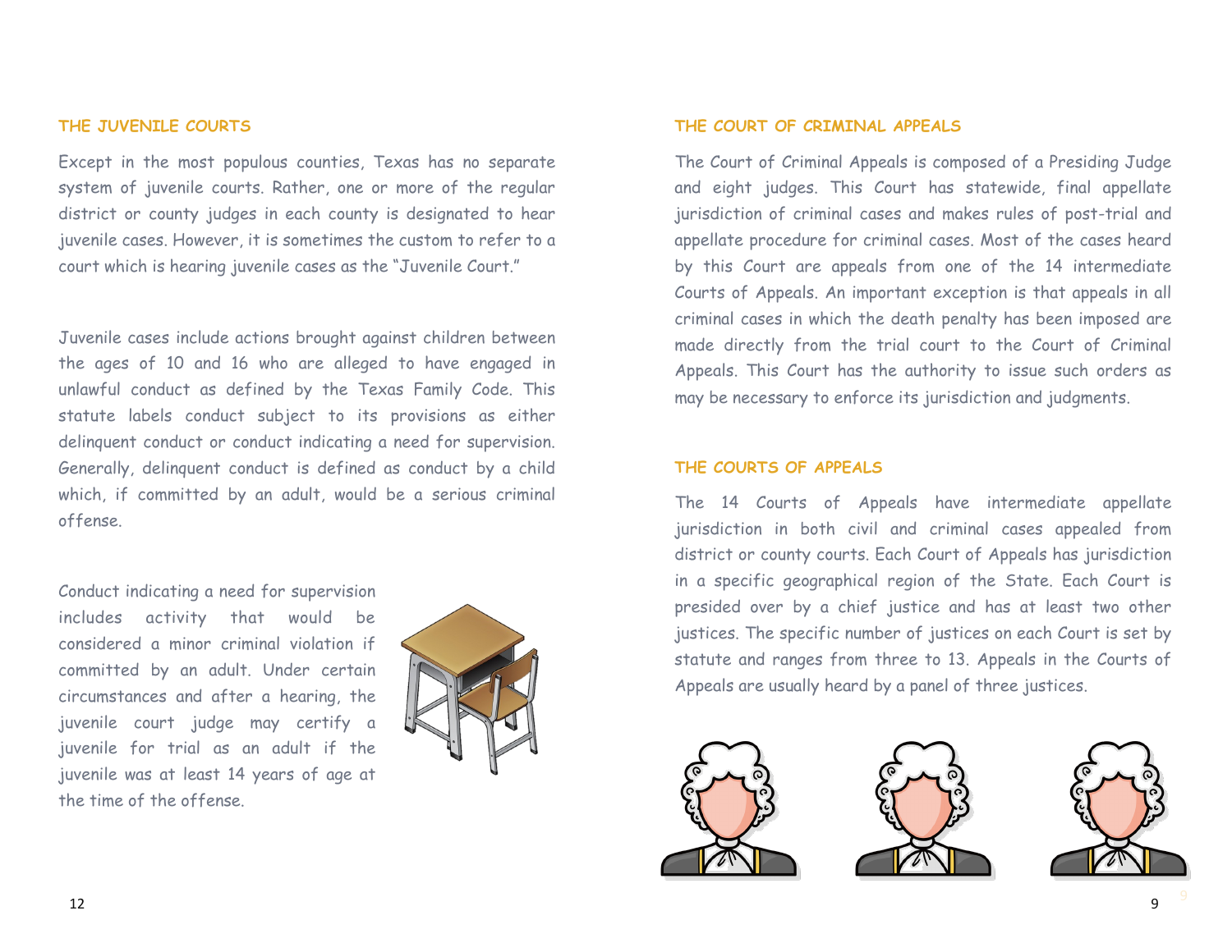## THE JUVENILE COURTS

Except in the most populous counties, Texas has no separate system of juvenile courts. Rather, one or more of the regular district or county judges in each county is designated to hear juvenile cases. However, it is sometimes the custom to refer to a court which is hearing juvenile cases as the "Juvenile Court."

Juvenile cases include actions brought against children between the ages of 10 and 16 who are alleged to have engaged in unlawful conduct as defined by the Texas Family Code. This statute labels conduct subject to its provisions as either delinquent conduct or conduct indicating a need for supervision. Generally, delinquent conduct is defined as conduct by a child which, if committed by an adult, would be a serious criminal offense.

Conduct indicating a need for supervision includes activity that would be considered a minor criminal violation if committed by an adult. Under certain circumstances and after a hearing, the juvenile court judge may certify a juvenile for trial as an adult if the juvenile was at least 14 years of age at the time of the offense.

## THE COURT OF CRIMINAL APPEALS

The Court of Criminal Appeals is composed of a Presiding Judge and eight judges. This Court has statewide, final appellate jurisdiction of criminal cases and makes rules of post-trial and appellate procedure for criminal cases. Most of the cases heard by this Court are appeals from one of the 14 intermediate Courts of Appeals. An important exception is that appeals in all criminal cases in which the death penalty has been imposed are made directly from the trial court to the Court of Criminal Appeals. This Court has the authority to issue such orders as may be necessary to enforce its jurisdiction and judgments.

## THE COURTS OF APPEALS

The 14 Courts of Appeals have intermediate appellate jurisdiction in both civil and criminal cases appealed from district or county courts. Each Court of Appeals has jurisdiction in a specific geographical region of the State. Each Court is presided over by a chief justice and has at least two other justices. The specific number of justices on each Court is set by statute and ranges from three to 13. Appeals in the Courts of Appeals are usually heard by a panel of three justices.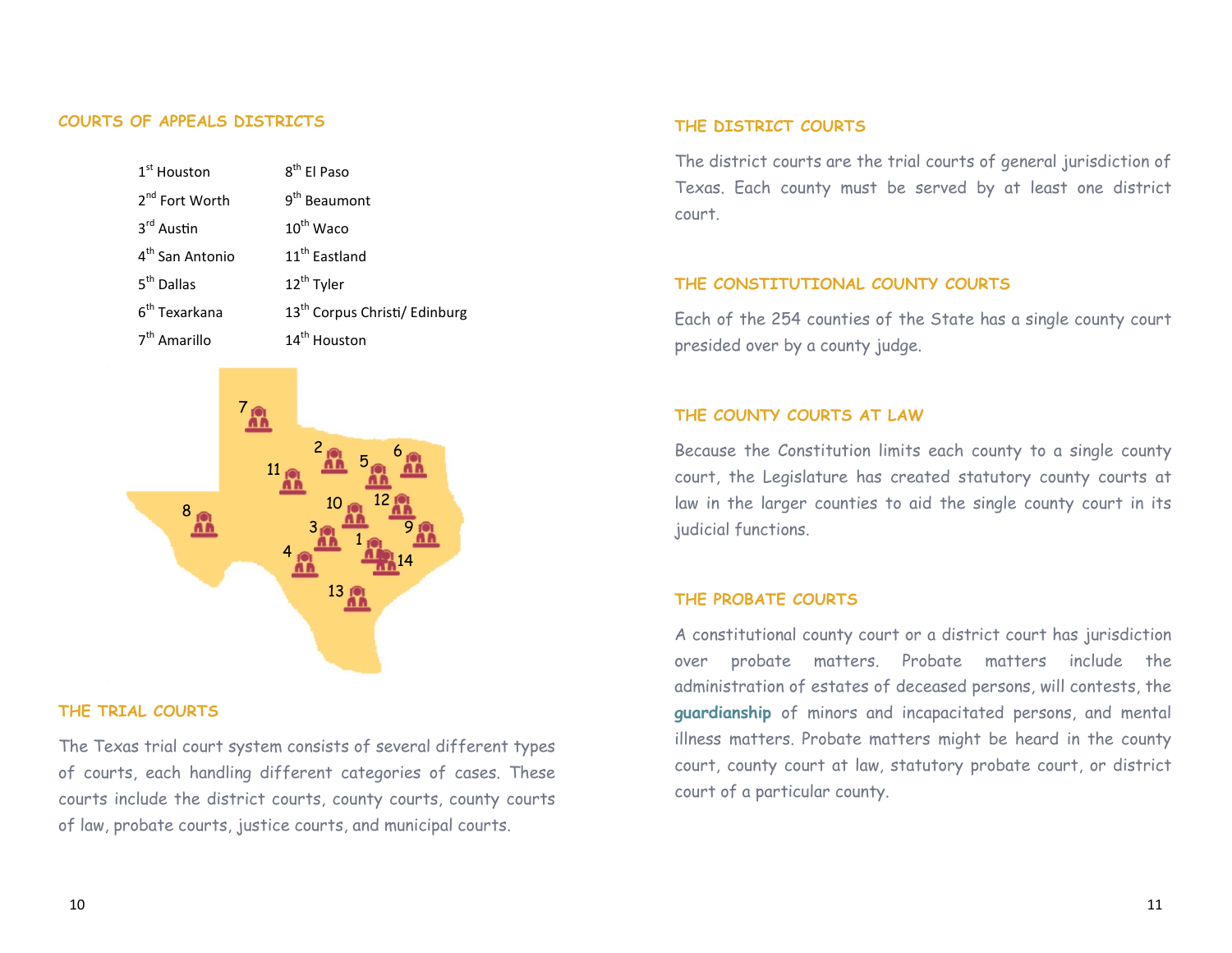## COURTS OF APPEALS DISTRICTS

| | |
|---|---|
| 1st Houston | 8th El Paso |
| 2nd Fort Worth | 9th Beaumont |
| 3rd Austin | 10th Waco |
| 4th San Antonio | 11th Eastland |
| 5th Dallas | 12th Tyler |
| 6th Texarkana | 13th Corpus Christi/ Edinburg |
| 7th Amarillo | 14th Houston |

7
2
5
6
11
10
12
8
3
9
1
4
14
13

## THE TRIAL COURTS

The Texas trial court system consists of several different types of courts, each handling different categories of cases. These courts include the district courts, county courts, county courts of law, probate courts, justice courts, and municipal courts.

## THE DISTRICT COURTS

The district courts are the trial courts of general jurisdiction of Texas. Each county must be served by at least one district court.

## THE CONSTITUTIONAL COUNTY COURTS

Each of the 254 counties of the State has a single county court presided over by a county judge.

## THE COUNTY COURTS AT LAW

Because the Constitution limits each county to a single county court, the Legislature has created statutory county courts at law in the larger counties to aid the single county court in its judicial functions.

## THE PROBATE COURTS

A constitutional county court or a district court has jurisdiction over probate matters. Probate matters include the administration of estates of deceased persons, will contests, the **guardianship** of minors and incapacitated persons, and mental illness matters. Probate matters might be heard in the county court, county court at law, statutory probate court, or district court of a particular county.